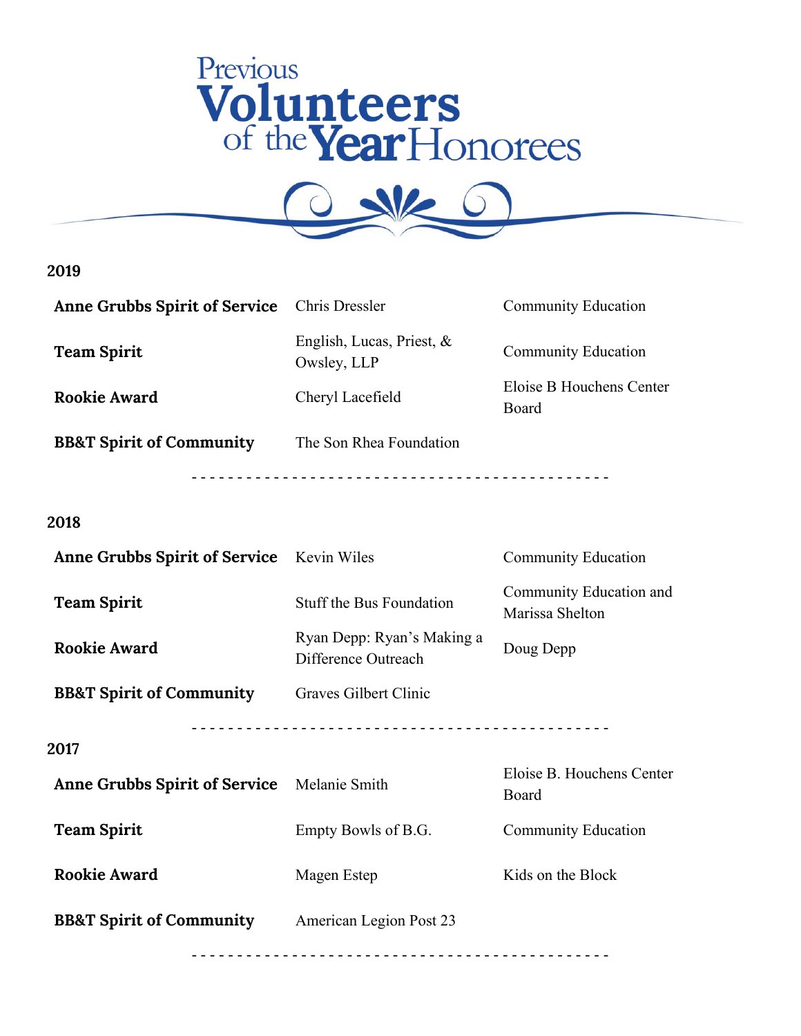# Previous Volunteers of the Year Honorees

## 2019

| | | |
|---|---|---|
| **Anne Grubbs Spirit of Service** | Chris Dressler | Community Education |
| **Team Spirit** | English, Lucas, Priest, & Owsley, LLP | Community Education |
| **Rookie Award** | Cheryl Lacefield | Eloise B Houchens Center Board |
| **BB&T Spirit of Community** | The Son Rhea Foundation | |

---

## 2018

| | | |
|---|---|---|
| **Anne Grubbs Spirit of Service** | Kevin Wiles | Community Education |
| **Team Spirit** | Stuff the Bus Foundation | Community Education and Marissa Shelton |
| **Rookie Award** | Ryan Depp: Ryan's Making a Difference Outreach | Doug Depp |
| **BB&T Spirit of Community** | Graves Gilbert Clinic | |

---

## 2017

| | | |
|---|---|---|
| **Anne Grubbs Spirit of Service** | Melanie Smith | Eloise B. Houchens Center Board |
| **Team Spirit** | Empty Bowls of B.G. | Community Education |
| **Rookie Award** | Magen Estep | Kids on the Block |
| **BB&T Spirit of Community** | American Legion Post 23 | |

---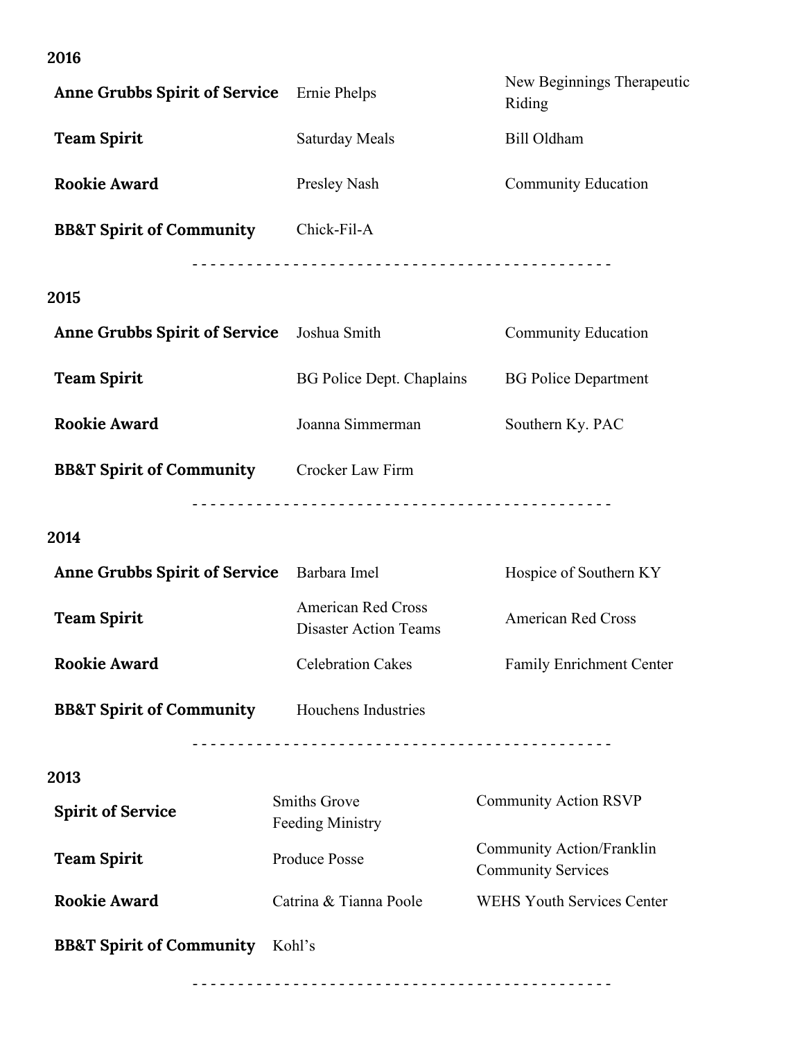**2016**

| | | |
|---|---|---|
| **Anne Grubbs Spirit of Service** | Ernie Phelps | New Beginnings Therapeutic Riding |
| **Team Spirit** | Saturday Meals | Bill Oldham |
| **Rookie Award** | Presley Nash | Community Education |
| **BB&T Spirit of Community** | Chick-Fil-A | |

- - - - - - - - - - - - - - - - - - - - - - - - - - - - - - - - - - - - - - - - - - - - -

**2015**

| | | |
|---|---|---|
| **Anne Grubbs Spirit of Service** | Joshua Smith | Community Education |
| **Team Spirit** | BG Police Dept. Chaplains | BG Police Department |
| **Rookie Award** | Joanna Simmerman | Southern Ky. PAC |
| **BB&T Spirit of Community** | Crocker Law Firm | |

- - - - - - - - - - - - - - - - - - - - - - - - - - - - - - - - - - - - - - - - - - - - -

**2014**

| | | |
|---|---|---|
| **Anne Grubbs Spirit of Service** | Barbara Imel | Hospice of Southern KY |
| **Team Spirit** | American Red Cross Disaster Action Teams | American Red Cross |
| **Rookie Award** | Celebration Cakes | Family Enrichment Center |
| **BB&T Spirit of Community** | Houchens Industries | |

- - - - - - - - - - - - - - - - - - - - - - - - - - - - - - - - - - - - - - - - - - - - -

**2013**

| | | |
|---|---|---|
| **Spirit of Service** | Smiths Grove Feeding Ministry | Community Action RSVP |
| **Team Spirit** | Produce Posse | Community Action/Franklin Community Services |
| **Rookie Award** | Catrina & Tianna Poole | WEHS Youth Services Center |
| **BB&T Spirit of Community** | Kohl's | |

- - - - - - - - - - - - - - - - - - - - - - - - - - - - - - - - - - - - - - - - - - - - -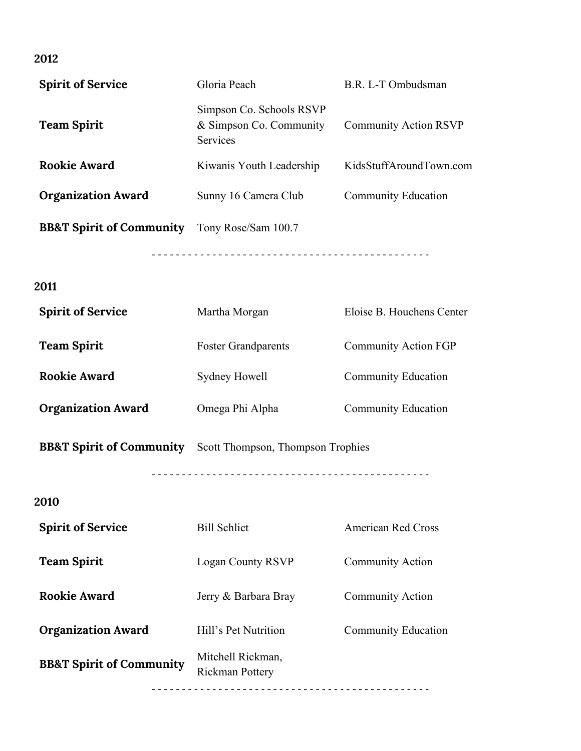**2012**

| | | |
|---|---|---|
| **Spirit of Service** | Gloria Peach | B.R. L-T Ombudsman |
| **Team Spirit** | Simpson Co. Schools RSVP & Simpson Co. Community Services | Community Action RSVP |
| **Rookie Award** | Kiwanis Youth Leadership | KidsStuffAroundTown.com |
| **Organization Award** | Sunny 16 Camera Club | Community Education |
| **BB&T Spirit of Community** | Tony Rose/Sam 100.7 | |

- - - - - - - - - - - - - - - - - - - - - - - - - - - - - - - - - - - - - - - - - - - - -

**2011**

| | | |
|---|---|---|
| **Spirit of Service** | Martha Morgan | Eloise B. Houchens Center |
| **Team Spirit** | Foster Grandparents | Community Action FGP |
| **Rookie Award** | Sydney Howell | Community Education |
| **Organization Award** | Omega Phi Alpha | Community Education |
| **BB&T Spirit of Community** | Scott Thompson, Thompson Trophies | |

- - - - - - - - - - - - - - - - - - - - - - - - - - - - - - - - - - - - - - - - - - - - -

**2010**

| | | |
|---|---|---|
| **Spirit of Service** | Bill Schlict | American Red Cross |
| **Team Spirit** | Logan County RSVP | Community Action |
| **Rookie Award** | Jerry & Barbara Bray | Community Action |
| **Organization Award** | Hill's Pet Nutrition | Community Education |
| **BB&T Spirit of Community** | Mitchell Rickman, Rickman Pottery | |

- - - - - - - - - - - - - - - - - - - - - - - - - - - - - - - - - - - - - - - - - - - - -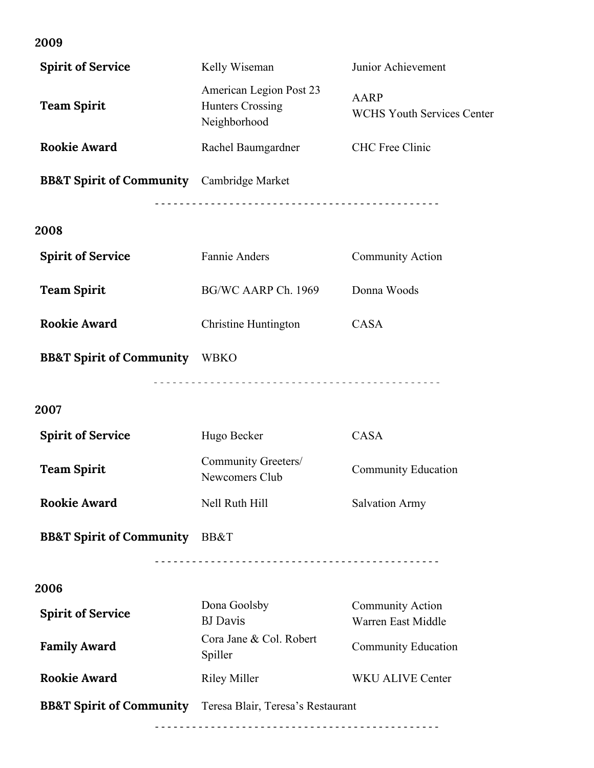**2009**

| | | |
|---|---|---|
| **Spirit of Service** | Kelly Wiseman | Junior Achievement |
| **Team Spirit** | American Legion Post 23<br>Hunters Crossing Neighborhood | AARP<br>WCHS Youth Services Center |
| **Rookie Award** | Rachel Baumgardner | CHC Free Clinic |
| **BB&T Spirit of Community** | Cambridge Market | |

- - - - - - - - - - - - - - - - - - - - - - - - - - - - - - - - - - - - - - - - - - - - -

**2008**

| | | |
|---|---|---|
| **Spirit of Service** | Fannie Anders | Community Action |
| **Team Spirit** | BG/WC AARP Ch. 1969 | Donna Woods |
| **Rookie Award** | Christine Huntington | CASA |
| **BB&T Spirit of Community** | WBKO | |

- - - - - - - - - - - - - - - - - - - - - - - - - - - - - - - - - - - - - - - - - - - - -

**2007**

| | | |
|---|---|---|
| **Spirit of Service** | Hugo Becker | CASA |
| **Team Spirit** | Community Greeters/<br>Newcomers Club | Community Education |
| **Rookie Award** | Nell Ruth Hill | Salvation Army |
| **BB&T Spirit of Community** | BB&T | |

- - - - - - - - - - - - - - - - - - - - - - - - - - - - - - - - - - - - - - - - - - - - -

**2006**

| | | |
|---|---|---|
| **Spirit of Service** | Dona Goolsby<br>BJ Davis | Community Action<br>Warren East Middle |
| **Family Award** | Cora Jane & Col. Robert Spiller | Community Education |
| **Rookie Award** | Riley Miller | WKU ALIVE Center |
| **BB&T Spirit of Community** | Teresa Blair, Teresa's Restaurant | |

- - - - - - - - - - - - - - - - - - - - - - - - - - - - - - - - - - - - - - - - - - - - -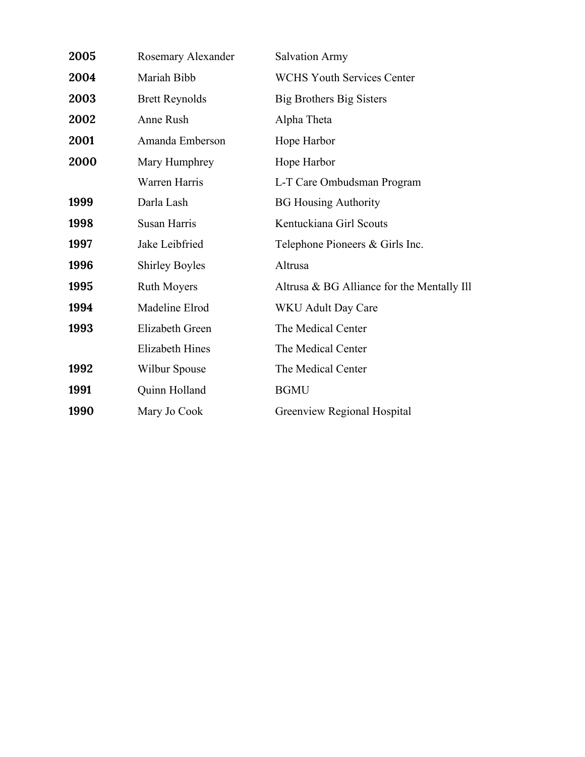| | | |
|---|---|---|
| **2005** | Rosemary Alexander | Salvation Army |
| **2004** | Mariah Bibb | WCHS Youth Services Center |
| **2003** | Brett Reynolds | Big Brothers Big Sisters |
| **2002** | Anne Rush | Alpha Theta |
| **2001** | Amanda Emberson | Hope Harbor |
| **2000** | Mary Humphrey | Hope Harbor |
| | Warren Harris | L-T Care Ombudsman Program |
| **1999** | Darla Lash | BG Housing Authority |
| **1998** | Susan Harris | Kentuckiana Girl Scouts |
| **1997** | Jake Leibfried | Telephone Pioneers & Girls Inc. |
| **1996** | Shirley Boyles | Altrusa |
| **1995** | Ruth Moyers | Altrusa & BG Alliance for the Mentally Ill |
| **1994** | Madeline Elrod | WKU Adult Day Care |
| **1993** | Elizabeth Green | The Medical Center |
| | Elizabeth Hines | The Medical Center |
| **1992** | Wilbur Spouse | The Medical Center |
| **1991** | Quinn Holland | BGMU |
| **1990** | Mary Jo Cook | Greenview Regional Hospital |